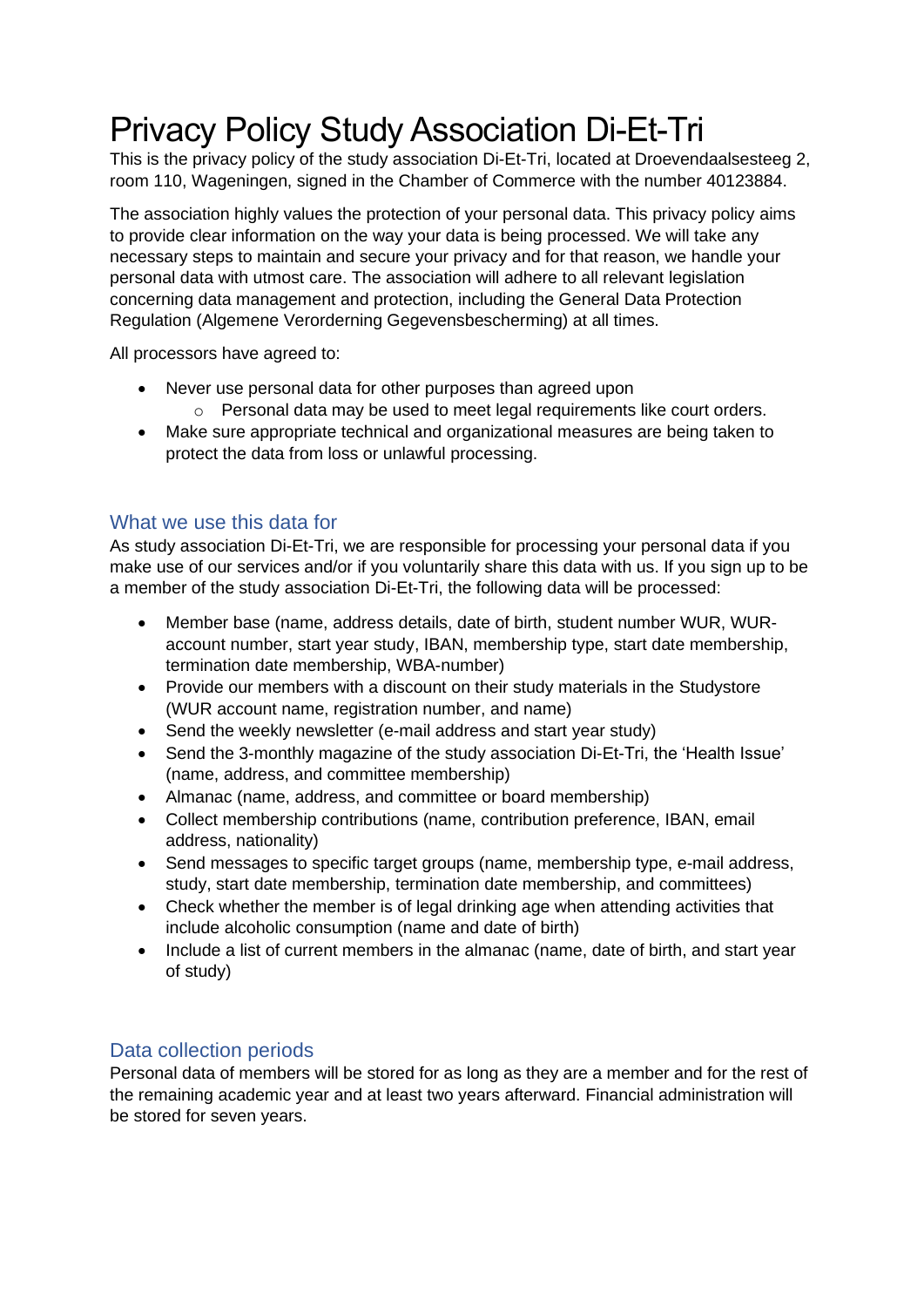# Privacy Policy Study Association Di-Et-Tri

This is the privacy policy of the study association Di-Et-Tri, located at Droevendaalsesteeg 2, room 110, Wageningen, signed in the Chamber of Commerce with the number 40123884.

The association highly values the protection of your personal data. This privacy policy aims to provide clear information on the way your data is being processed. We will take any necessary steps to maintain and secure your privacy and for that reason, we handle your personal data with utmost care. The association will adhere to all relevant legislation concerning data management and protection, including the General Data Protection Regulation (Algemene Verordering Gegevensbescherming) at all times.

All processors have agreed to:

- Never use personal data for other purposes than agreed upon
  - Personal data may be used to meet legal requirements like court orders.
- Make sure appropriate technical and organizational measures are being taken to protect the data from loss or unlawful processing.

## What we use this data for

As study association Di-Et-Tri, we are responsible for processing your personal data if you make use of our services and/or if you voluntarily share this data with us. If you sign up to be a member of the study association Di-Et-Tri, the following data will be processed:

- Member base (name, address details, date of birth, student number WUR, WUR-account number, start year study, IBAN, membership type, start date membership, termination date membership, WBA-number)
- Provide our members with a discount on their study materials in the Studystore (WUR account name, registration number, and name)
- Send the weekly newsletter (e-mail address and start year study)
- Send the 3-monthly magazine of the study association Di-Et-Tri, the 'Health Issue' (name, address, and committee membership)
- Almanac (name, address, and committee or board membership)
- Collect membership contributions (name, contribution preference, IBAN, email address, nationality)
- Send messages to specific target groups (name, membership type, e-mail address, study, start date membership, termination date membership, and committees)
- Check whether the member is of legal drinking age when attending activities that include alcoholic consumption (name and date of birth)
- Include a list of current members in the almanac (name, date of birth, and start year of study)

## Data collection periods

Personal data of members will be stored for as long as they are a member and for the rest of the remaining academic year and at least two years afterward. Financial administration will be stored for seven years.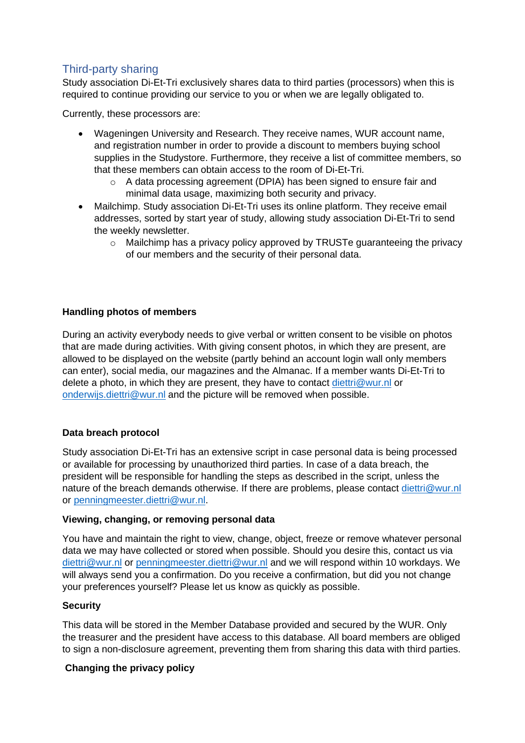## Third-party sharing

Study association Di-Et-Tri exclusively shares data to third parties (processors) when this is required to continue providing our service to you or when we are legally obligated to.

Currently, these processors are:

- Wageningen University and Research. They receive names, WUR account name, and registration number in order to provide a discount to members buying school supplies in the Studystore. Furthermore, they receive a list of committee members, so that these members can obtain access to the room of Di-Et-Tri.
  - A data processing agreement (DPIA) has been signed to ensure fair and minimal data usage, maximizing both security and privacy.
- Mailchimp. Study association Di-Et-Tri uses its online platform. They receive email addresses, sorted by start year of study, allowing study association Di-Et-Tri to send the weekly newsletter.
  - Mailchimp has a privacy policy approved by TRUSTe guaranteeing the privacy of our members and the security of their personal data.

**Handling photos of members**

During an activity everybody needs to give verbal or written consent to be visible on photos that are made during activities. With giving consent photos, in which they are present, are allowed to be displayed on the website (partly behind an account login wall only members can enter), social media, our magazines and the Almanac. If a member wants Di-Et-Tri to delete a photo, in which they are present, they have to contact diettri@wur.nl or onderwijs.diettri@wur.nl and the picture will be removed when possible.

**Data breach protocol**

Study association Di-Et-Tri has an extensive script in case personal data is being processed or available for processing by unauthorized third parties. In case of a data breach, the president will be responsible for handling the steps as described in the script, unless the nature of the breach demands otherwise. If there are problems, please contact diettri@wur.nl or penningmeester.diettri@wur.nl.

**Viewing, changing, or removing personal data**

You have and maintain the right to view, change, object, freeze or remove whatever personal data we may have collected or stored when possible. Should you desire this, contact us via diettri@wur.nl or penningmeester.diettri@wur.nl and we will respond within 10 workdays. We will always send you a confirmation. Do you receive a confirmation, but did you not change your preferences yourself? Please let us know as quickly as possible.

**Security**

This data will be stored in the Member Database provided and secured by the WUR. Only the treasurer and the president have access to this database. All board members are obliged to sign a non-disclosure agreement, preventing them from sharing this data with third parties.

**Changing the privacy policy**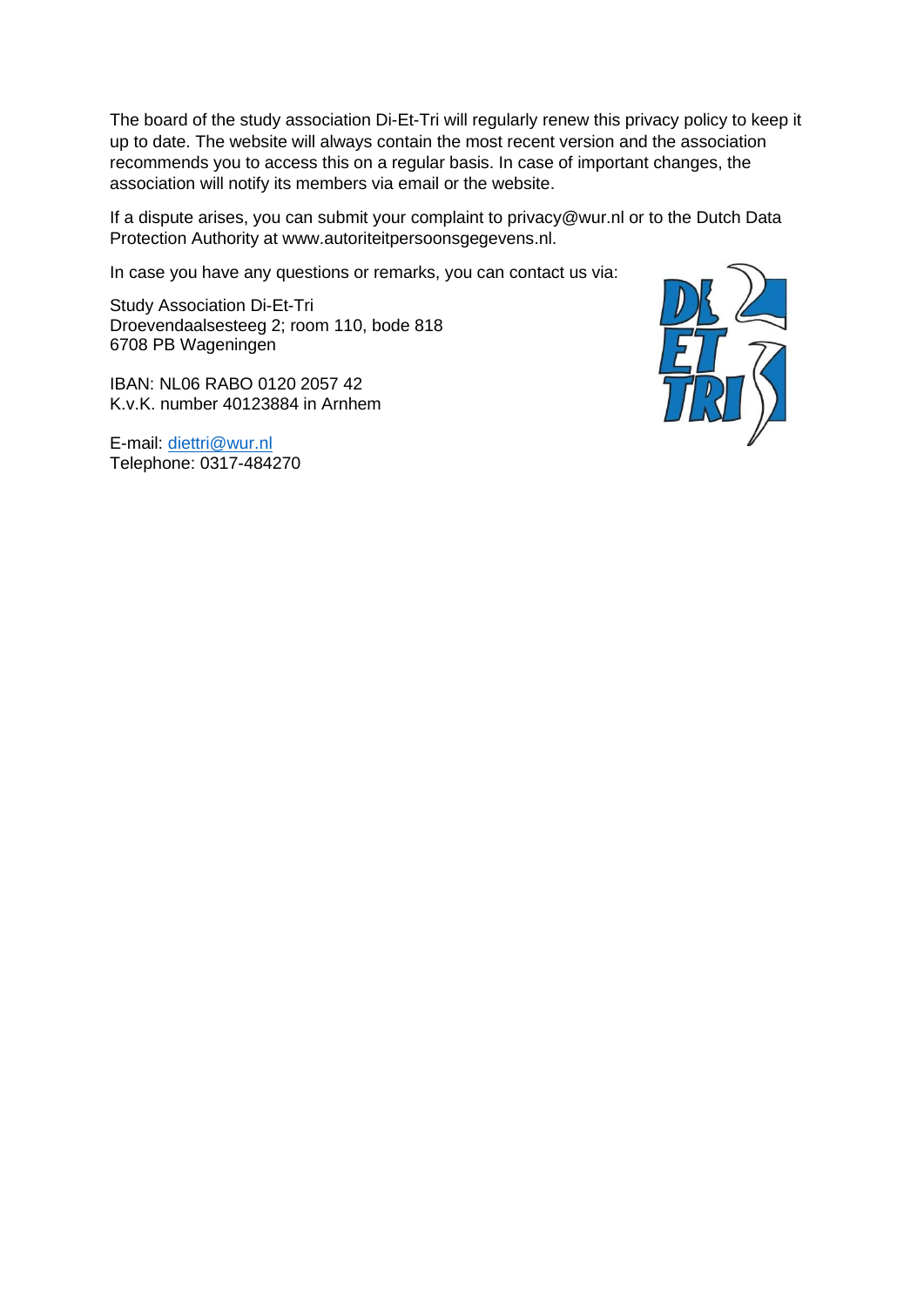The board of the study association Di-Et-Tri will regularly renew this privacy policy to keep it up to date. The website will always contain the most recent version and the association recommends you to access this on a regular basis. In case of important changes, the association will notify its members via email or the website.

If a dispute arises, you can submit your complaint to privacy@wur.nl or to the Dutch Data Protection Authority at www.autoriteitpersoonsgegevens.nl.

In case you have any questions or remarks, you can contact us via:

Study Association Di-Et-Tri
Droevendaalsesteeg 2; room 110, bode 818
6708 PB Wageningen

IBAN: NL06 RABO 0120 2057 42
K.v.K. number 40123884 in Arnhem

E-mail: diettri@wur.nl
Telephone: 0317-484270